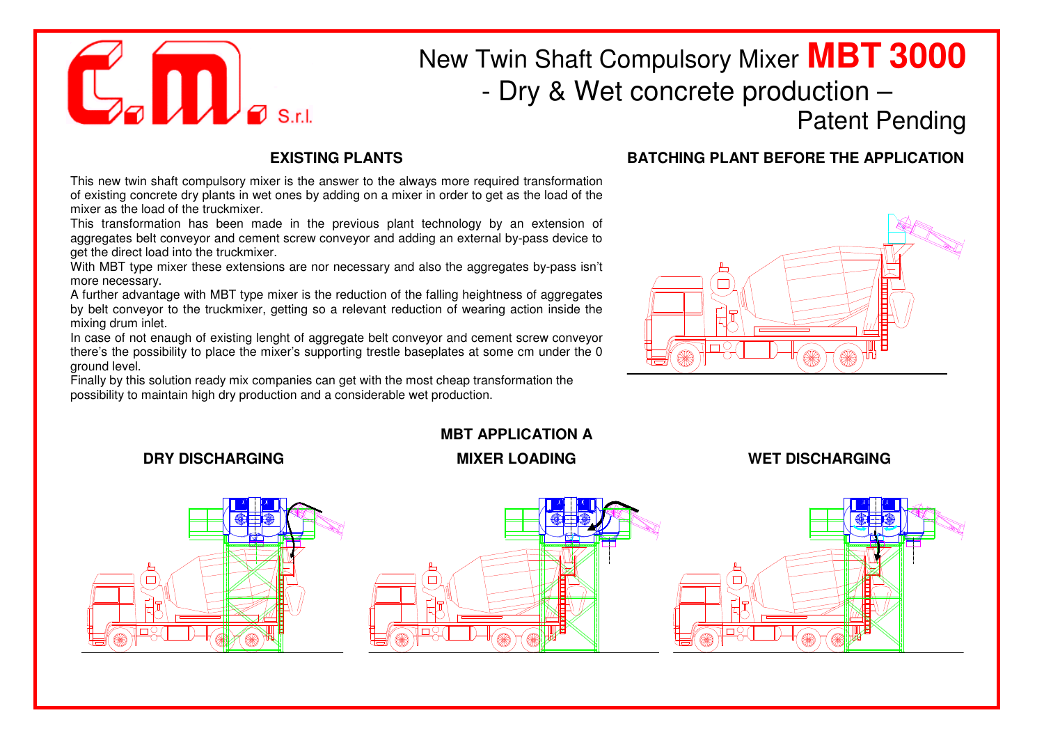C.M. S.r.l.

# New Twin Shaft Compulsory Mixer **MBT 3000**

## - Dry & Wet concrete production –

Patent Pending

### EXISTING PLANTS

This new twin shaft compulsory mixer is the answer to the always more required transformation of existing concrete dry plants in wet ones by adding on a mixer in order to get as the load of the mixer as the load of the truckmixer.

This transformation has been made in the previous plant technology by an extension of aggregates belt conveyor and cement screw conveyor and adding an external by-pass device to get the direct load into the truckmixer.

With MBT type mixer these extensions are nor necessary and also the aggregates by-pass isn't more necessary.

A further advantage with MBT type mixer is the reduction of the falling heightness of aggregates by belt conveyor to the truckmixer, getting so a relevant reduction of wearing action inside the mixing drum inlet.

In case of not enaugh of existing lenght of aggregate belt conveyor and cement screw conveyor there's the possibility to place the mixer's supporting trestle baseplates at some cm under the 0 ground level.

Finally by this solution ready mix companies can get with the most cheap transformation the possibility to maintain high dry production and a considerable wet production.

### BATCHING PLANT BEFORE THE APPLICATION

### MBT APPLICATION A

**DRY DISCHARGING**

**MIXER LOADING**

**WET DISCHARGING**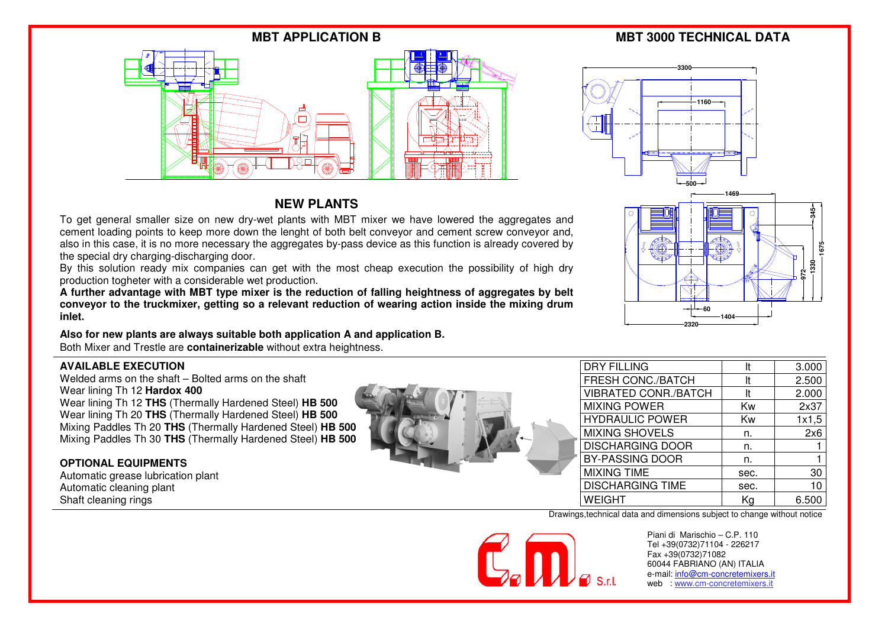## MBT APPLICATION B

## MBT 3000 TECHNICAL DATA

3300
1160
500
1469
345
1675
1330
972
60
1404
2320

## NEW PLANTS

To get general smaller size on new dry-wet plants with MBT mixer we have lowered the aggregates and cement loading points to keep more down the lenght of both belt conveyor and cement screw conveyor and, also in this case, it is no more necessary the aggregates by-pass device as this function is already covered by the special dry charging-discharging door.

By this solution ready mix companies can get with the most cheap execution the possibility of high dry production togheter with a considerable wet production.

**A further advantage with MBT type mixer is the reduction of falling heightness of aggregates by belt conveyor to the truckmixer, getting so a relevant reduction of wearing action inside the mixing drum inlet.**

**Also for new plants are always suitable both application A and application B.**

Both Mixer and Trestle are **containerizable** without extra heightness.

### AVAILABLE EXECUTION

Welded arms on the shaft – Bolted arms on the shaft
Wear lining Th 12 **Hardox 400**
Wear lining Th 12 **THS** (Thermally Hardened Steel) **HB 500**
Wear lining Th 20 **THS** (Thermally Hardened Steel) **HB 500**
Mixing Paddles Th 20 **THS** (Thermally Hardened Steel) **HB 500**
Mixing Paddles Th 30 **THS** (Thermally Hardened Steel) **HB 500**

### OPTIONAL EQUIPMENTS

Automatic grease lubrication plant
Automatic cleaning plant
Shaft cleaning rings

| | | |
|---|---|---|
| DRY FILLING | lt | 3.000 |
| FRESH CONC./BATCH | lt | 2.500 |
| VIBRATED CONR./BATCH | lt | 2.000 |
| MIXING POWER | Kw | 2x37 |
| HYDRAULIC POWER | Kw | 1x1,5 |
| MIXING SHOVELS | n. | 2x6 |
| DISCHARGING DOOR | n. | 1 |
| BY-PASSING DOOR | n. | 1 |
| MIXING TIME | sec. | 30 |
| DISCHARGING TIME | sec. | 10 |
| WEIGHT | Kg | 6.500 |

Drawings,technical data and dimensions subject to change without notice

C.M. S.r.l.

Piani di Marischio – C.P. 110
Tel +39(0732)71104 - 226217
Fax +39(0732)71082
60044 FABRIANO (AN) ITALIA
e-mail: info@cm-concretemixers.it
web : www.cm-concretemixers.it